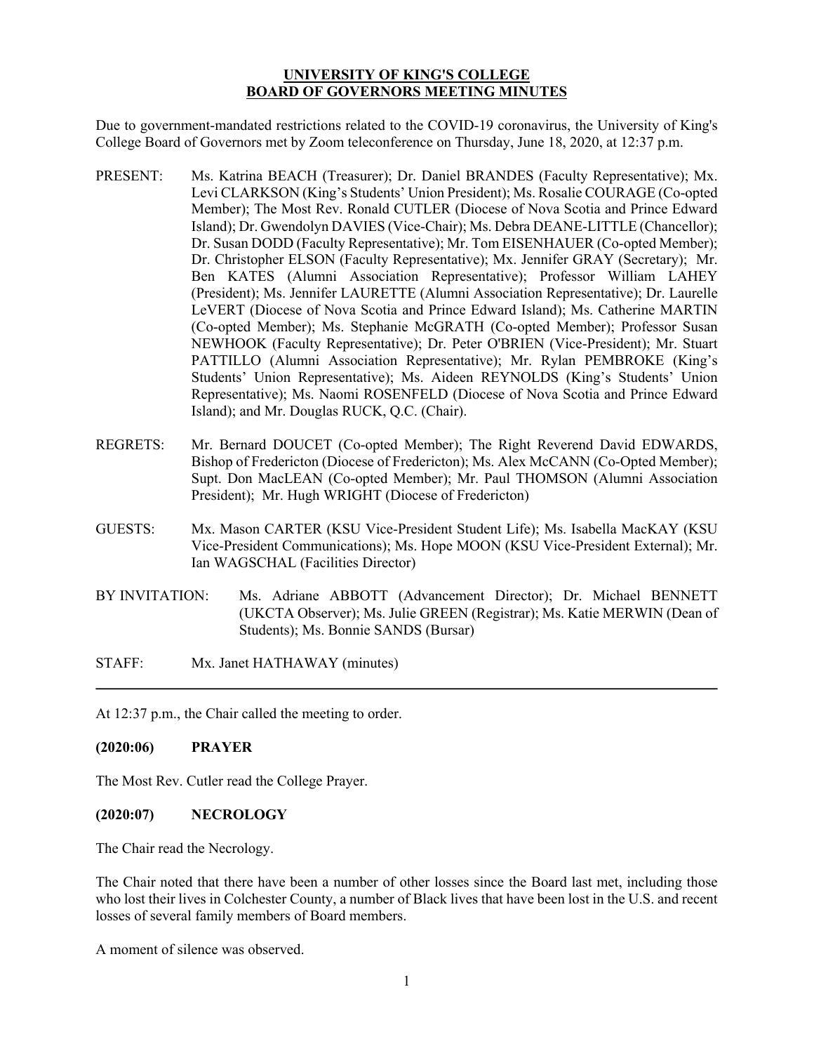# UNIVERSITY OF KING'S COLLEGE
# BOARD OF GOVERNORS MEETING MINUTES

Due to government-mandated restrictions related to the COVID-19 coronavirus, the University of King's College Board of Governors met by Zoom teleconference on Thursday, June 18, 2020, at 12:37 p.m.

PRESENT: Ms. Katrina BEACH (Treasurer); Dr. Daniel BRANDES (Faculty Representative); Mx. Levi CLARKSON (King's Students' Union President); Ms. Rosalie COURAGE (Co-opted Member); The Most Rev. Ronald CUTLER (Diocese of Nova Scotia and Prince Edward Island); Dr. Gwendolyn DAVIES (Vice-Chair); Ms. Debra DEANE-LITTLE (Chancellor); Dr. Susan DODD (Faculty Representative); Mr. Tom EISENHAUER (Co-opted Member); Dr. Christopher ELSON (Faculty Representative); Mx. Jennifer GRAY (Secretary); Mr. Ben KATES (Alumni Association Representative); Professor William LAHEY (President); Ms. Jennifer LAURETTE (Alumni Association Representative); Dr. Laurelle LeVERT (Diocese of Nova Scotia and Prince Edward Island); Ms. Catherine MARTIN (Co-opted Member); Ms. Stephanie McGRATH (Co-opted Member); Professor Susan NEWHOOK (Faculty Representative); Dr. Peter O'BRIEN (Vice-President); Mr. Stuart PATTILLO (Alumni Association Representative); Mr. Rylan PEMBROKE (King's Students' Union Representative); Ms. Aideen REYNOLDS (King's Students' Union Representative); Ms. Naomi ROSENFELD (Diocese of Nova Scotia and Prince Edward Island); and Mr. Douglas RUCK, Q.C. (Chair).

REGRETS: Mr. Bernard DOUCET (Co-opted Member); The Right Reverend David EDWARDS, Bishop of Fredericton (Diocese of Fredericton); Ms. Alex McCANN (Co-Opted Member); Supt. Don MacLEAN (Co-opted Member); Mr. Paul THOMSON (Alumni Association President); Mr. Hugh WRIGHT (Diocese of Fredericton)

GUESTS: Mx. Mason CARTER (KSU Vice-President Student Life); Ms. Isabella MacKAY (KSU Vice-President Communications); Ms. Hope MOON (KSU Vice-President External); Mr. Ian WAGSCHAL (Facilities Director)

BY INVITATION: Ms. Adriane ABBOTT (Advancement Director); Dr. Michael BENNETT (UKCTA Observer); Ms. Julie GREEN (Registrar); Ms. Katie MERWIN (Dean of Students); Ms. Bonnie SANDS (Bursar)

STAFF: Mx. Janet HATHAWAY (minutes)

---

At 12:37 p.m., the Chair called the meeting to order.

### (2020:06) PRAYER

The Most Rev. Cutler read the College Prayer.

### (2020:07) NECROLOGY

The Chair read the Necrology.

The Chair noted that there have been a number of other losses since the Board last met, including those who lost their lives in Colchester County, a number of Black lives that have been lost in the U.S. and recent losses of several family members of Board members.

A moment of silence was observed.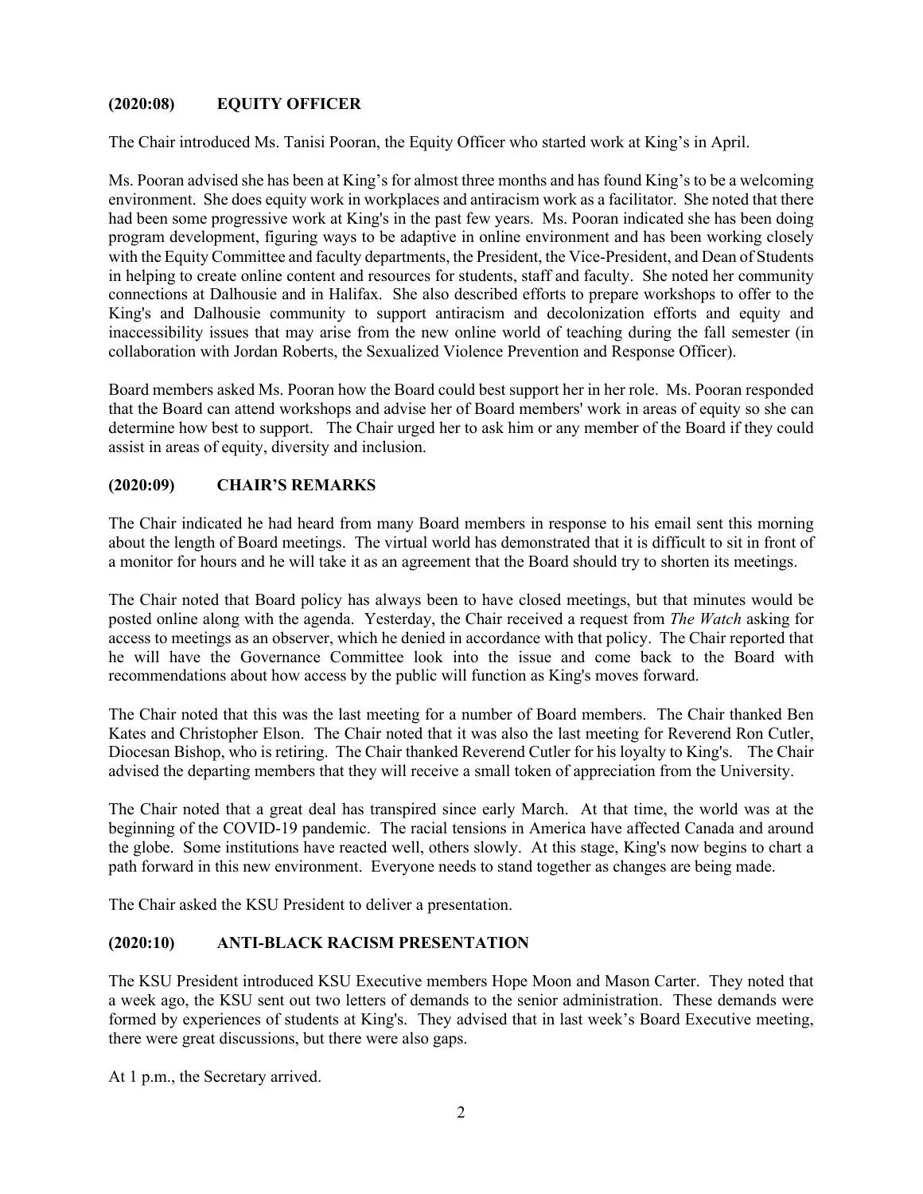### (2020:08) EQUITY OFFICER

The Chair introduced Ms. Tanisi Pooran, the Equity Officer who started work at King's in April.

Ms. Pooran advised she has been at King's for almost three months and has found King's to be a welcoming environment. She does equity work in workplaces and antiracism work as a facilitator. She noted that there had been some progressive work at King's in the past few years. Ms. Pooran indicated she has been doing program development, figuring ways to be adaptive in online environment and has been working closely with the Equity Committee and faculty departments, the President, the Vice-President, and Dean of Students in helping to create online content and resources for students, staff and faculty. She noted her community connections at Dalhousie and in Halifax. She also described efforts to prepare workshops to offer to the King's and Dalhousie community to support antiracism and decolonization efforts and equity and inaccessibility issues that may arise from the new online world of teaching during the fall semester (in collaboration with Jordan Roberts, the Sexualized Violence Prevention and Response Officer).

Board members asked Ms. Pooran how the Board could best support her in her role. Ms. Pooran responded that the Board can attend workshops and advise her of Board members' work in areas of equity so she can determine how best to support. The Chair urged her to ask him or any member of the Board if they could assist in areas of equity, diversity and inclusion.

### (2020:09) CHAIR'S REMARKS

The Chair indicated he had heard from many Board members in response to his email sent this morning about the length of Board meetings. The virtual world has demonstrated that it is difficult to sit in front of a monitor for hours and he will take it as an agreement that the Board should try to shorten its meetings.

The Chair noted that Board policy has always been to have closed meetings, but that minutes would be posted online along with the agenda. Yesterday, the Chair received a request from *The Watch* asking for access to meetings as an observer, which he denied in accordance with that policy. The Chair reported that he will have the Governance Committee look into the issue and come back to the Board with recommendations about how access by the public will function as King's moves forward.

The Chair noted that this was the last meeting for a number of Board members. The Chair thanked Ben Kates and Christopher Elson. The Chair noted that it was also the last meeting for Reverend Ron Cutler, Diocesan Bishop, who is retiring. The Chair thanked Reverend Cutler for his loyalty to King's. The Chair advised the departing members that they will receive a small token of appreciation from the University.

The Chair noted that a great deal has transpired since early March. At that time, the world was at the beginning of the COVID-19 pandemic. The racial tensions in America have affected Canada and around the globe. Some institutions have reacted well, others slowly. At this stage, King's now begins to chart a path forward in this new environment. Everyone needs to stand together as changes are being made.

The Chair asked the KSU President to deliver a presentation.

### (2020:10) ANTI-BLACK RACISM PRESENTATION

The KSU President introduced KSU Executive members Hope Moon and Mason Carter. They noted that a week ago, the KSU sent out two letters of demands to the senior administration. These demands were formed by experiences of students at King's. They advised that in last week's Board Executive meeting, there were great discussions, but there were also gaps.

At 1 p.m., the Secretary arrived.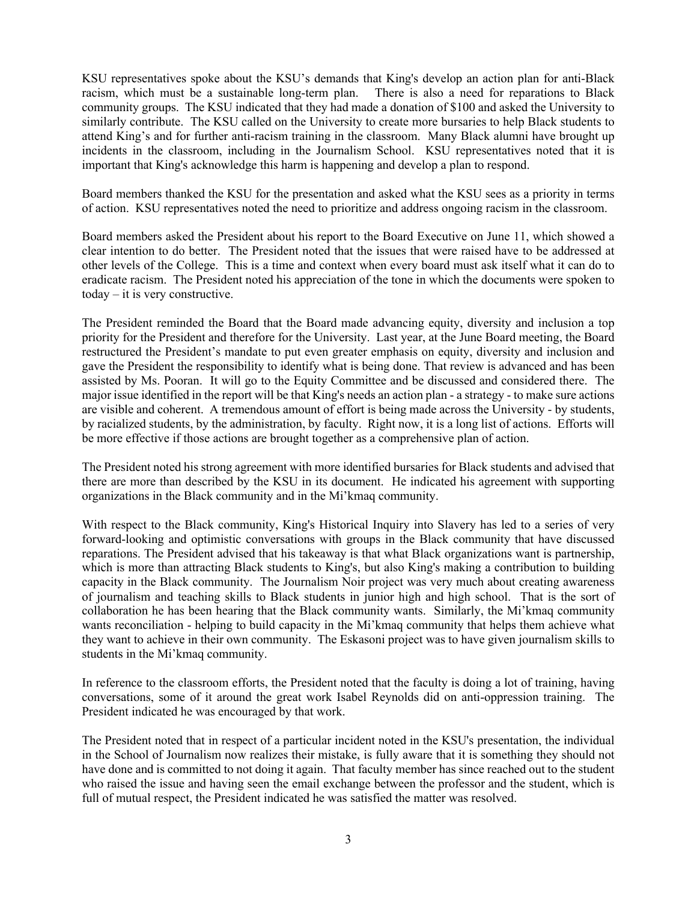KSU representatives spoke about the KSU's demands that King's develop an action plan for anti-Black racism, which must be a sustainable long-term plan. There is also a need for reparations to Black community groups. The KSU indicated that they had made a donation of $100 and asked the University to similarly contribute. The KSU called on the University to create more bursaries to help Black students to attend King's and for further anti-racism training in the classroom. Many Black alumni have brought up incidents in the classroom, including in the Journalism School. KSU representatives noted that it is important that King's acknowledge this harm is happening and develop a plan to respond.

Board members thanked the KSU for the presentation and asked what the KSU sees as a priority in terms of action. KSU representatives noted the need to prioritize and address ongoing racism in the classroom.

Board members asked the President about his report to the Board Executive on June 11, which showed a clear intention to do better. The President noted that the issues that were raised have to be addressed at other levels of the College. This is a time and context when every board must ask itself what it can do to eradicate racism. The President noted his appreciation of the tone in which the documents were spoken to today – it is very constructive.

The President reminded the Board that the Board made advancing equity, diversity and inclusion a top priority for the President and therefore for the University. Last year, at the June Board meeting, the Board restructured the President's mandate to put even greater emphasis on equity, diversity and inclusion and gave the President the responsibility to identify what is being done. That review is advanced and has been assisted by Ms. Pooran. It will go to the Equity Committee and be discussed and considered there. The major issue identified in the report will be that King's needs an action plan - a strategy - to make sure actions are visible and coherent. A tremendous amount of effort is being made across the University - by students, by racialized students, by the administration, by faculty. Right now, it is a long list of actions. Efforts will be more effective if those actions are brought together as a comprehensive plan of action.

The President noted his strong agreement with more identified bursaries for Black students and advised that there are more than described by the KSU in its document. He indicated his agreement with supporting organizations in the Black community and in the Mi'kmaq community.

With respect to the Black community, King's Historical Inquiry into Slavery has led to a series of very forward-looking and optimistic conversations with groups in the Black community that have discussed reparations. The President advised that his takeaway is that what Black organizations want is partnership, which is more than attracting Black students to King's, but also King's making a contribution to building capacity in the Black community. The Journalism Noir project was very much about creating awareness of journalism and teaching skills to Black students in junior high and high school. That is the sort of collaboration he has been hearing that the Black community wants. Similarly, the Mi'kmaq community wants reconciliation - helping to build capacity in the Mi'kmaq community that helps them achieve what they want to achieve in their own community. The Eskasoni project was to have given journalism skills to students in the Mi'kmaq community.

In reference to the classroom efforts, the President noted that the faculty is doing a lot of training, having conversations, some of it around the great work Isabel Reynolds did on anti-oppression training. The President indicated he was encouraged by that work.

The President noted that in respect of a particular incident noted in the KSU's presentation, the individual in the School of Journalism now realizes their mistake, is fully aware that it is something they should not have done and is committed to not doing it again. That faculty member has since reached out to the student who raised the issue and having seen the email exchange between the professor and the student, which is full of mutual respect, the President indicated he was satisfied the matter was resolved.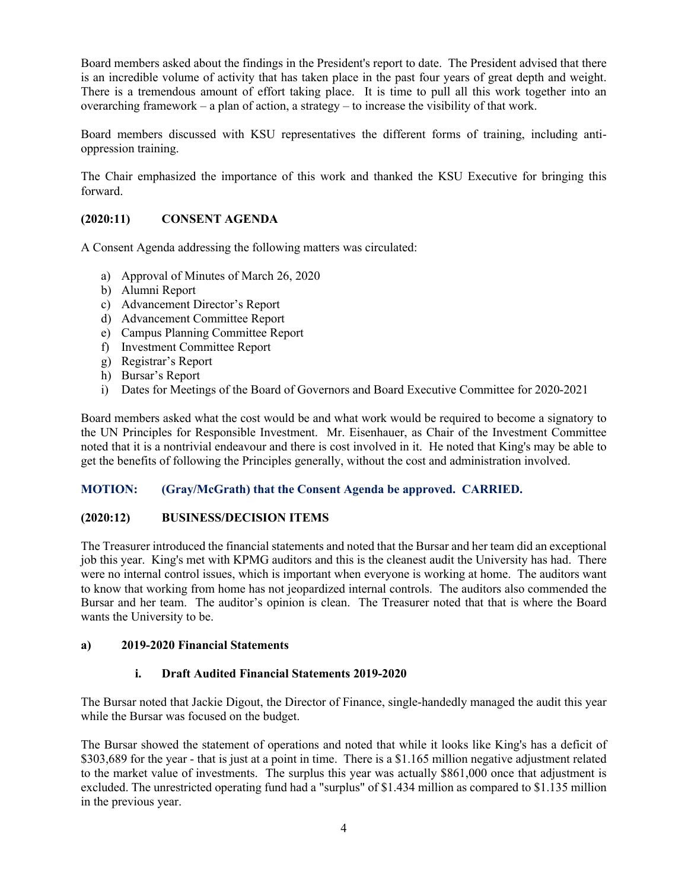Board members asked about the findings in the President's report to date. The President advised that there is an incredible volume of activity that has taken place in the past four years of great depth and weight. There is a tremendous amount of effort taking place. It is time to pull all this work together into an overarching framework – a plan of action, a strategy – to increase the visibility of that work.

Board members discussed with KSU representatives the different forms of training, including anti-oppression training.

The Chair emphasized the importance of this work and thanked the KSU Executive for bringing this forward.

**(2020:11) CONSENT AGENDA**

A Consent Agenda addressing the following matters was circulated:

a) Approval of Minutes of March 26, 2020
b) Alumni Report
c) Advancement Director's Report
d) Advancement Committee Report
e) Campus Planning Committee Report
f) Investment Committee Report
g) Registrar's Report
h) Bursar's Report
i) Dates for Meetings of the Board of Governors and Board Executive Committee for 2020-2021

Board members asked what the cost would be and what work would be required to become a signatory to the UN Principles for Responsible Investment. Mr. Eisenhauer, as Chair of the Investment Committee noted that it is a nontrivial endeavour and there is cost involved in it. He noted that King's may be able to get the benefits of following the Principles generally, without the cost and administration involved.

**MOTION: (Gray/McGrath) that the Consent Agenda be approved. CARRIED.**

**(2020:12) BUSINESS/DECISION ITEMS**

The Treasurer introduced the financial statements and noted that the Bursar and her team did an exceptional job this year. King's met with KPMG auditors and this is the cleanest audit the University has had. There were no internal control issues, which is important when everyone is working at home. The auditors want to know that working from home has not jeopardized internal controls. The auditors also commended the Bursar and her team. The auditor's opinion is clean. The Treasurer noted that that is where the Board wants the University to be.

**a) 2019-2020 Financial Statements**

**i. Draft Audited Financial Statements 2019-2020**

The Bursar noted that Jackie Digout, the Director of Finance, single-handedly managed the audit this year while the Bursar was focused on the budget.

The Bursar showed the statement of operations and noted that while it looks like King's has a deficit of $303,689 for the year - that is just at a point in time. There is a $1.165 million negative adjustment related to the market value of investments. The surplus this year was actually $861,000 once that adjustment is excluded. The unrestricted operating fund had a "surplus" of $1.434 million as compared to $1.135 million in the previous year.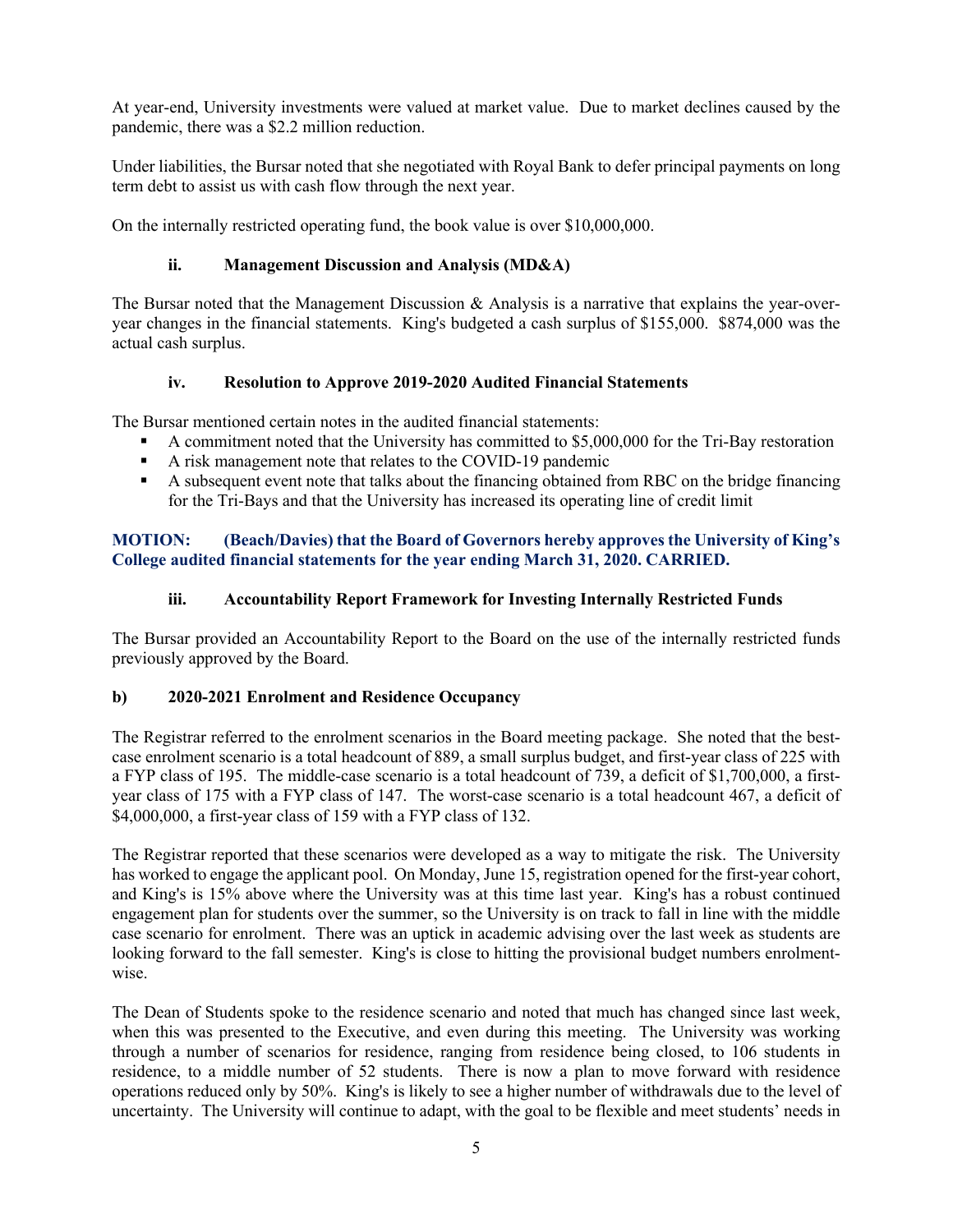At year-end, University investments were valued at market value. Due to market declines caused by the pandemic, there was a $2.2 million reduction.

Under liabilities, the Bursar noted that she negotiated with Royal Bank to defer principal payments on long term debt to assist us with cash flow through the next year.

On the internally restricted operating fund, the book value is over $10,000,000.

### ii. Management Discussion and Analysis (MD&A)

The Bursar noted that the Management Discussion & Analysis is a narrative that explains the year-over-year changes in the financial statements. King's budgeted a cash surplus of $155,000. $874,000 was the actual cash surplus.

### iv. Resolution to Approve 2019-2020 Audited Financial Statements

The Bursar mentioned certain notes in the audited financial statements:

- A commitment noted that the University has committed to $5,000,000 for the Tri-Bay restoration
- A risk management note that relates to the COVID-19 pandemic
- A subsequent event note that talks about the financing obtained from RBC on the bridge financing for the Tri-Bays and that the University has increased its operating line of credit limit

**MOTION: (Beach/Davies) that the Board of Governors hereby approves the University of King's College audited financial statements for the year ending March 31, 2020. CARRIED.**

### iii. Accountability Report Framework for Investing Internally Restricted Funds

The Bursar provided an Accountability Report to the Board on the use of the internally restricted funds previously approved by the Board.

### b) 2020-2021 Enrolment and Residence Occupancy

The Registrar referred to the enrolment scenarios in the Board meeting package. She noted that the best-case enrolment scenario is a total headcount of 889, a small surplus budget, and first-year class of 225 with a FYP class of 195. The middle-case scenario is a total headcount of 739, a deficit of $1,700,000, a first-year class of 175 with a FYP class of 147. The worst-case scenario is a total headcount 467, a deficit of $4,000,000, a first-year class of 159 with a FYP class of 132.

The Registrar reported that these scenarios were developed as a way to mitigate the risk. The University has worked to engage the applicant pool. On Monday, June 15, registration opened for the first-year cohort, and King's is 15% above where the University was at this time last year. King's has a robust continued engagement plan for students over the summer, so the University is on track to fall in line with the middle case scenario for enrolment. There was an uptick in academic advising over the last week as students are looking forward to the fall semester. King's is close to hitting the provisional budget numbers enrolment-wise.

The Dean of Students spoke to the residence scenario and noted that much has changed since last week, when this was presented to the Executive, and even during this meeting. The University was working through a number of scenarios for residence, ranging from residence being closed, to 106 students in residence, to a middle number of 52 students. There is now a plan to move forward with residence operations reduced only by 50%. King's is likely to see a higher number of withdrawals due to the level of uncertainty. The University will continue to adapt, with the goal to be flexible and meet students' needs in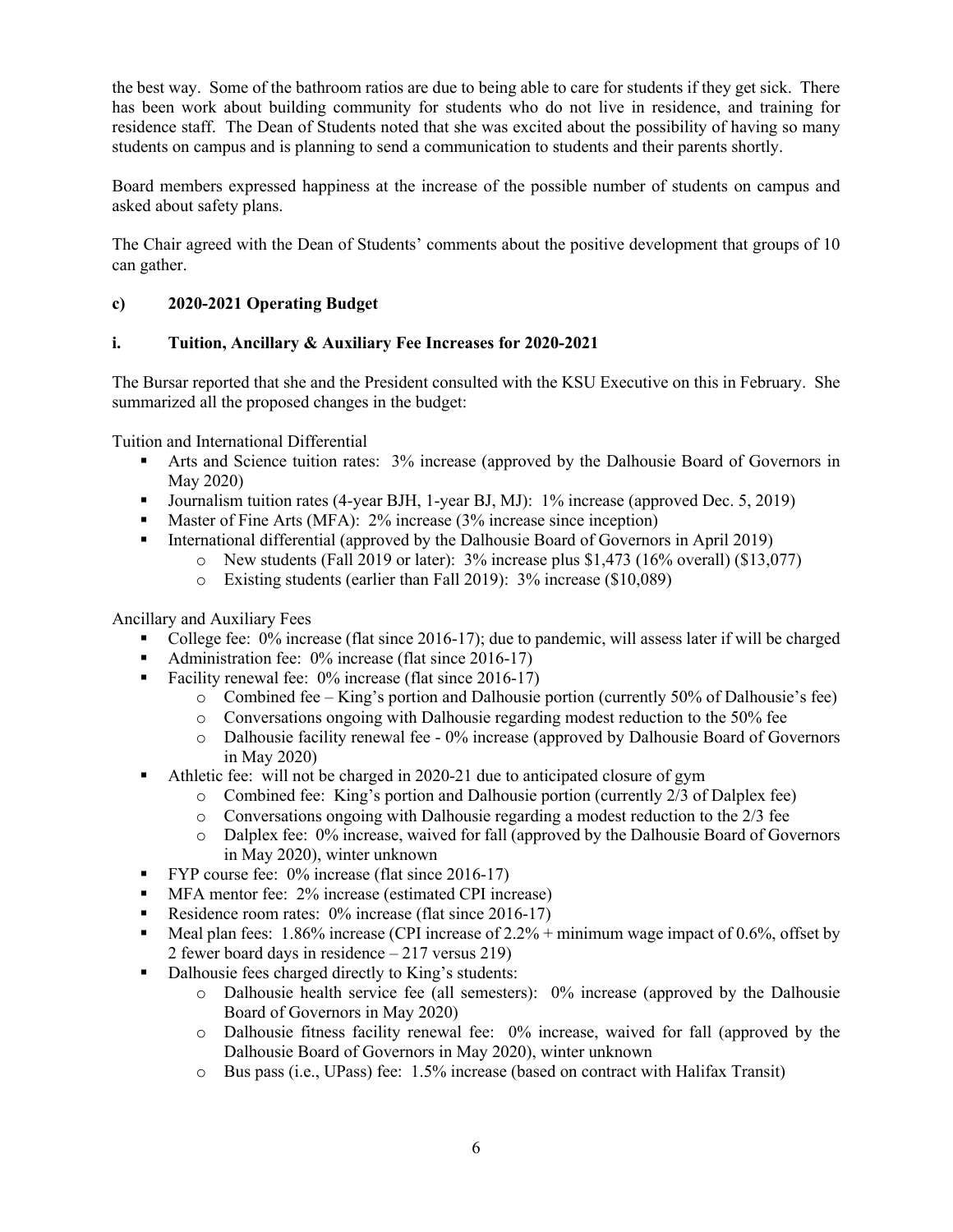the best way. Some of the bathroom ratios are due to being able to care for students if they get sick. There has been work about building community for students who do not live in residence, and training for residence staff. The Dean of Students noted that she was excited about the possibility of having so many students on campus and is planning to send a communication to students and their parents shortly.

Board members expressed happiness at the increase of the possible number of students on campus and asked about safety plans.

The Chair agreed with the Dean of Students' comments about the positive development that groups of 10 can gather.

**c) 2020-2021 Operating Budget**

**i. Tuition, Ancillary & Auxiliary Fee Increases for 2020-2021**

The Bursar reported that she and the President consulted with the KSU Executive on this in February. She summarized all the proposed changes in the budget:

Tuition and International Differential

- Arts and Science tuition rates: 3% increase (approved by the Dalhousie Board of Governors in May 2020)
- Journalism tuition rates (4-year BJH, 1-year BJ, MJ): 1% increase (approved Dec. 5, 2019)
- Master of Fine Arts (MFA): 2% increase (3% increase since inception)
- International differential (approved by the Dalhousie Board of Governors in April 2019)
  - New students (Fall 2019 or later): 3% increase plus $1,473 (16% overall) ($13,077)
  - Existing students (earlier than Fall 2019): 3% increase ($10,089)

Ancillary and Auxiliary Fees

- College fee: 0% increase (flat since 2016-17); due to pandemic, will assess later if will be charged
- Administration fee: 0% increase (flat since 2016-17)
- Facility renewal fee: 0% increase (flat since 2016-17)
  - Combined fee – King's portion and Dalhousie portion (currently 50% of Dalhousie's fee)
  - Conversations ongoing with Dalhousie regarding modest reduction to the 50% fee
  - Dalhousie facility renewal fee - 0% increase (approved by Dalhousie Board of Governors in May 2020)
- Athletic fee: will not be charged in 2020-21 due to anticipated closure of gym
  - Combined fee: King's portion and Dalhousie portion (currently 2/3 of Dalplex fee)
  - Conversations ongoing with Dalhousie regarding a modest reduction to the 2/3 fee
  - Dalplex fee: 0% increase, waived for fall (approved by the Dalhousie Board of Governors in May 2020), winter unknown
- FYP course fee: 0% increase (flat since 2016-17)
- MFA mentor fee: 2% increase (estimated CPI increase)
- Residence room rates: 0% increase (flat since 2016-17)
- Meal plan fees: 1.86% increase (CPI increase of 2.2% + minimum wage impact of 0.6%, offset by 2 fewer board days in residence – 217 versus 219)
- Dalhousie fees charged directly to King's students:
  - Dalhousie health service fee (all semesters): 0% increase (approved by the Dalhousie Board of Governors in May 2020)
  - Dalhousie fitness facility renewal fee: 0% increase, waived for fall (approved by the Dalhousie Board of Governors in May 2020), winter unknown
  - Bus pass (i.e., UPass) fee: 1.5% increase (based on contract with Halifax Transit)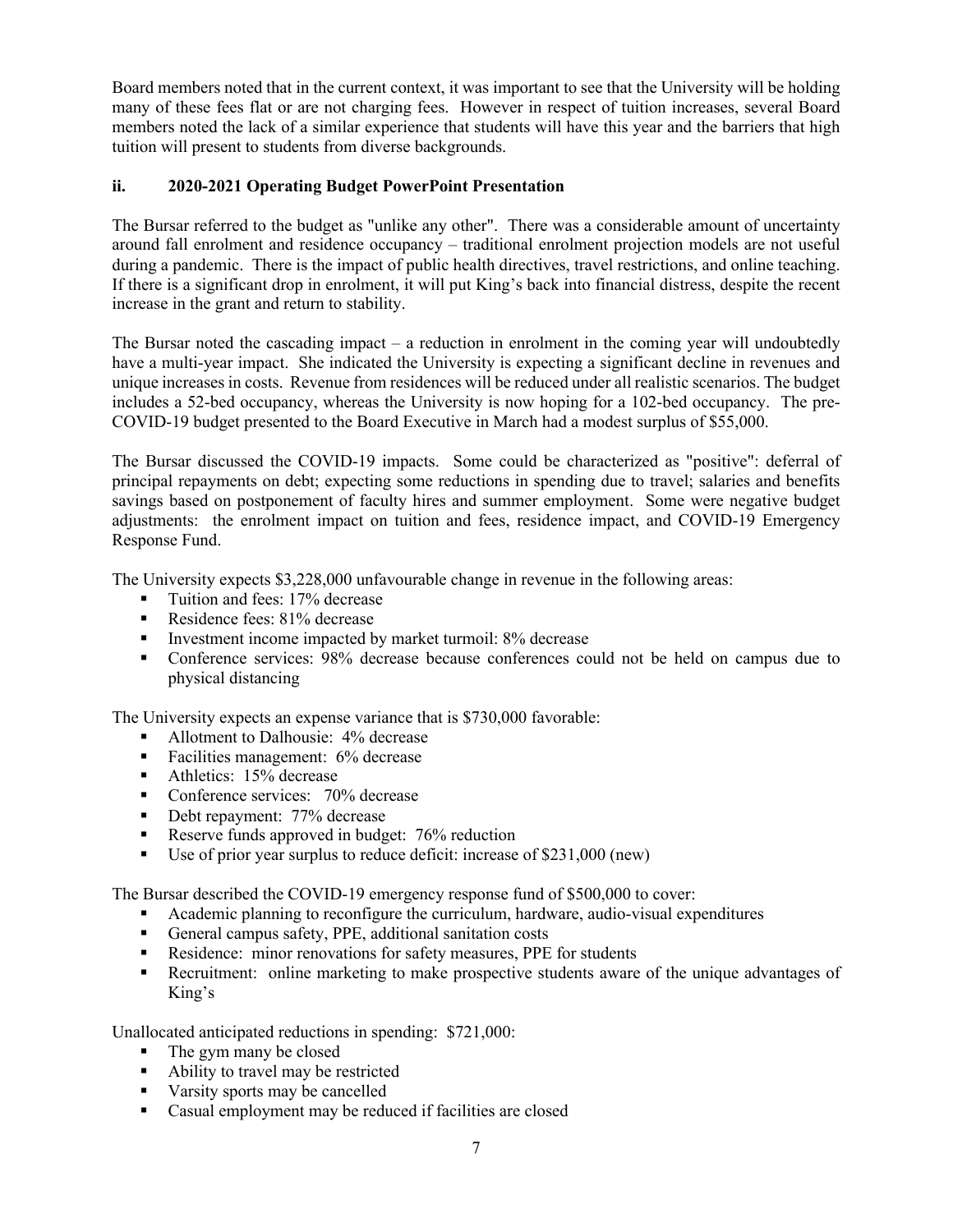Board members noted that in the current context, it was important to see that the University will be holding many of these fees flat or are not charging fees. However in respect of tuition increases, several Board members noted the lack of a similar experience that students will have this year and the barriers that high tuition will present to students from diverse backgrounds.

### ii. 2020-2021 Operating Budget PowerPoint Presentation

The Bursar referred to the budget as "unlike any other". There was a considerable amount of uncertainty around fall enrolment and residence occupancy – traditional enrolment projection models are not useful during a pandemic. There is the impact of public health directives, travel restrictions, and online teaching. If there is a significant drop in enrolment, it will put King's back into financial distress, despite the recent increase in the grant and return to stability.

The Bursar noted the cascading impact – a reduction in enrolment in the coming year will undoubtedly have a multi-year impact. She indicated the University is expecting a significant decline in revenues and unique increases in costs. Revenue from residences will be reduced under all realistic scenarios. The budget includes a 52-bed occupancy, whereas the University is now hoping for a 102-bed occupancy. The pre-COVID-19 budget presented to the Board Executive in March had a modest surplus of $55,000.

The Bursar discussed the COVID-19 impacts. Some could be characterized as "positive": deferral of principal repayments on debt; expecting some reductions in spending due to travel; salaries and benefits savings based on postponement of faculty hires and summer employment. Some were negative budget adjustments: the enrolment impact on tuition and fees, residence impact, and COVID-19 Emergency Response Fund.

The University expects $3,228,000 unfavourable change in revenue in the following areas:

- Tuition and fees: 17% decrease
- Residence fees: 81% decrease
- Investment income impacted by market turmoil: 8% decrease
- Conference services: 98% decrease because conferences could not be held on campus due to physical distancing

The University expects an expense variance that is $730,000 favorable:

- Allotment to Dalhousie: 4% decrease
- Facilities management: 6% decrease
- Athletics: 15% decrease
- Conference services: 70% decrease
- Debt repayment: 77% decrease
- Reserve funds approved in budget: 76% reduction
- Use of prior year surplus to reduce deficit: increase of $231,000 (new)

The Bursar described the COVID-19 emergency response fund of $500,000 to cover:

- Academic planning to reconfigure the curriculum, hardware, audio-visual expenditures
- General campus safety, PPE, additional sanitation costs
- Residence: minor renovations for safety measures, PPE for students
- Recruitment: online marketing to make prospective students aware of the unique advantages of King's

Unallocated anticipated reductions in spending: $721,000:

- The gym many be closed
- Ability to travel may be restricted
- Varsity sports may be cancelled
- Casual employment may be reduced if facilities are closed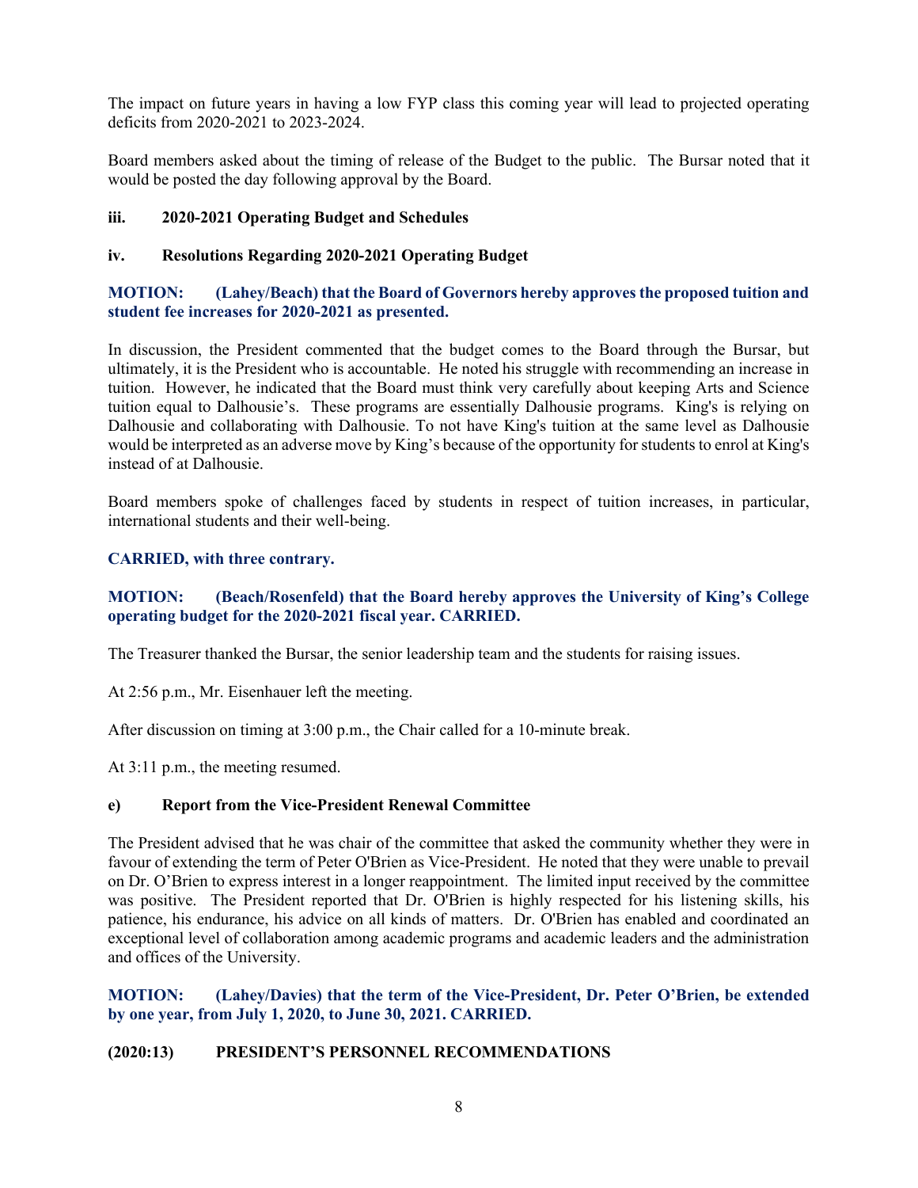The impact on future years in having a low FYP class this coming year will lead to projected operating deficits from 2020-2021 to 2023-2024.

Board members asked about the timing of release of the Budget to the public. The Bursar noted that it would be posted the day following approval by the Board.

#### iii. 2020-2021 Operating Budget and Schedules

#### iv. Resolutions Regarding 2020-2021 Operating Budget

**MOTION: (Lahey/Beach) that the Board of Governors hereby approves the proposed tuition and student fee increases for 2020-2021 as presented.**

In discussion, the President commented that the budget comes to the Board through the Bursar, but ultimately, it is the President who is accountable. He noted his struggle with recommending an increase in tuition. However, he indicated that the Board must think very carefully about keeping Arts and Science tuition equal to Dalhousie's. These programs are essentially Dalhousie programs. King's is relying on Dalhousie and collaborating with Dalhousie. To not have King's tuition at the same level as Dalhousie would be interpreted as an adverse move by King's because of the opportunity for students to enrol at King's instead of at Dalhousie.

Board members spoke of challenges faced by students in respect of tuition increases, in particular, international students and their well-being.

**CARRIED, with three contrary.**

**MOTION: (Beach/Rosenfeld) that the Board hereby approves the University of King's College operating budget for the 2020-2021 fiscal year. CARRIED.**

The Treasurer thanked the Bursar, the senior leadership team and the students for raising issues.

At 2:56 p.m., Mr. Eisenhauer left the meeting.

After discussion on timing at 3:00 p.m., the Chair called for a 10-minute break.

At 3:11 p.m., the meeting resumed.

#### e) Report from the Vice-President Renewal Committee

The President advised that he was chair of the committee that asked the community whether they were in favour of extending the term of Peter O'Brien as Vice-President. He noted that they were unable to prevail on Dr. O'Brien to express interest in a longer reappointment. The limited input received by the committee was positive. The President reported that Dr. O'Brien is highly respected for his listening skills, his patience, his endurance, his advice on all kinds of matters. Dr. O'Brien has enabled and coordinated an exceptional level of collaboration among academic programs and academic leaders and the administration and offices of the University.

**MOTION: (Lahey/Davies) that the term of the Vice-President, Dr. Peter O'Brien, be extended by one year, from July 1, 2020, to June 30, 2021. CARRIED.**

### (2020:13) PRESIDENT'S PERSONNEL RECOMMENDATIONS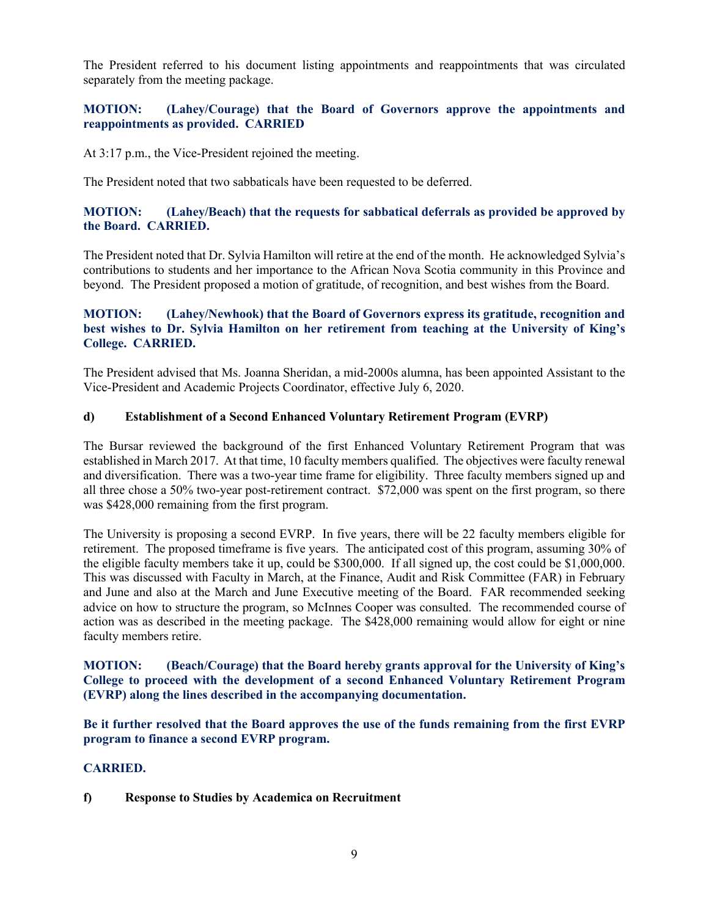The President referred to his document listing appointments and reappointments that was circulated separately from the meeting package.

**MOTION: (Lahey/Courage) that the Board of Governors approve the appointments and reappointments as provided. CARRIED**

At 3:17 p.m., the Vice-President rejoined the meeting.

The President noted that two sabbaticals have been requested to be deferred.

**MOTION: (Lahey/Beach) that the requests for sabbatical deferrals as provided be approved by the Board. CARRIED.**

The President noted that Dr. Sylvia Hamilton will retire at the end of the month. He acknowledged Sylvia's contributions to students and her importance to the African Nova Scotia community in this Province and beyond. The President proposed a motion of gratitude, of recognition, and best wishes from the Board.

**MOTION: (Lahey/Newhook) that the Board of Governors express its gratitude, recognition and best wishes to Dr. Sylvia Hamilton on her retirement from teaching at the University of King's College. CARRIED.**

The President advised that Ms. Joanna Sheridan, a mid-2000s alumna, has been appointed Assistant to the Vice-President and Academic Projects Coordinator, effective July 6, 2020.

**d) Establishment of a Second Enhanced Voluntary Retirement Program (EVRP)**

The Bursar reviewed the background of the first Enhanced Voluntary Retirement Program that was established in March 2017. At that time, 10 faculty members qualified. The objectives were faculty renewal and diversification. There was a two-year time frame for eligibility. Three faculty members signed up and all three chose a 50% two-year post-retirement contract. $72,000 was spent on the first program, so there was $428,000 remaining from the first program.

The University is proposing a second EVRP. In five years, there will be 22 faculty members eligible for retirement. The proposed timeframe is five years. The anticipated cost of this program, assuming 30% of the eligible faculty members take it up, could be $300,000. If all signed up, the cost could be $1,000,000. This was discussed with Faculty in March, at the Finance, Audit and Risk Committee (FAR) in February and June and also at the March and June Executive meeting of the Board. FAR recommended seeking advice on how to structure the program, so McInnes Cooper was consulted. The recommended course of action was as described in the meeting package. The $428,000 remaining would allow for eight or nine faculty members retire.

**MOTION: (Beach/Courage) that the Board hereby grants approval for the University of King's College to proceed with the development of a second Enhanced Voluntary Retirement Program (EVRP) along the lines described in the accompanying documentation.**

**Be it further resolved that the Board approves the use of the funds remaining from the first EVRP program to finance a second EVRP program.**

**CARRIED.**

**f) Response to Studies by Academica on Recruitment**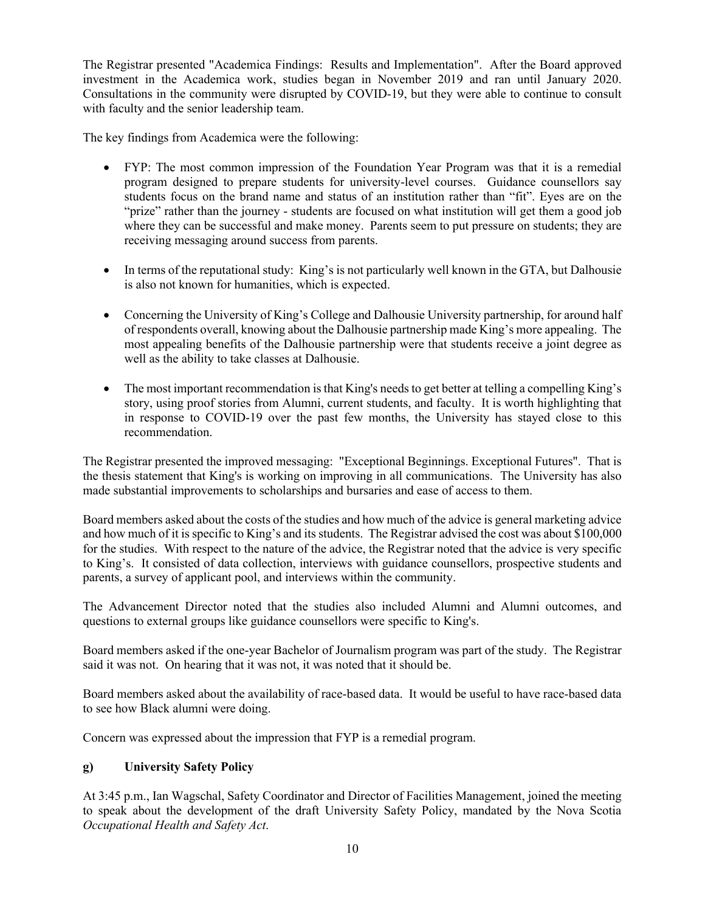The Registrar presented "Academica Findings: Results and Implementation". After the Board approved investment in the Academica work, studies began in November 2019 and ran until January 2020. Consultations in the community were disrupted by COVID-19, but they were able to continue to consult with faculty and the senior leadership team.

The key findings from Academica were the following:

- FYP: The most common impression of the Foundation Year Program was that it is a remedial program designed to prepare students for university-level courses. Guidance counsellors say students focus on the brand name and status of an institution rather than "fit". Eyes are on the "prize" rather than the journey - students are focused on what institution will get them a good job where they can be successful and make money. Parents seem to put pressure on students; they are receiving messaging around success from parents.

- In terms of the reputational study: King's is not particularly well known in the GTA, but Dalhousie is also not known for humanities, which is expected.

- Concerning the University of King's College and Dalhousie University partnership, for around half of respondents overall, knowing about the Dalhousie partnership made King's more appealing. The most appealing benefits of the Dalhousie partnership were that students receive a joint degree as well as the ability to take classes at Dalhousie.

- The most important recommendation is that King's needs to get better at telling a compelling King's story, using proof stories from Alumni, current students, and faculty. It is worth highlighting that in response to COVID-19 over the past few months, the University has stayed close to this recommendation.

The Registrar presented the improved messaging: "Exceptional Beginnings. Exceptional Futures". That is the thesis statement that King's is working on improving in all communications. The University has also made substantial improvements to scholarships and bursaries and ease of access to them.

Board members asked about the costs of the studies and how much of the advice is general marketing advice and how much of it is specific to King's and its students. The Registrar advised the cost was about $100,000 for the studies. With respect to the nature of the advice, the Registrar noted that the advice is very specific to King's. It consisted of data collection, interviews with guidance counsellors, prospective students and parents, a survey of applicant pool, and interviews within the community.

The Advancement Director noted that the studies also included Alumni and Alumni outcomes, and questions to external groups like guidance counsellors were specific to King's.

Board members asked if the one-year Bachelor of Journalism program was part of the study. The Registrar said it was not. On hearing that it was not, it was noted that it should be.

Board members asked about the availability of race-based data. It would be useful to have race-based data to see how Black alumni were doing.

Concern was expressed about the impression that FYP is a remedial program.

### g) University Safety Policy

At 3:45 p.m., Ian Wagschal, Safety Coordinator and Director of Facilities Management, joined the meeting to speak about the development of the draft University Safety Policy, mandated by the Nova Scotia *Occupational Health and Safety Act*.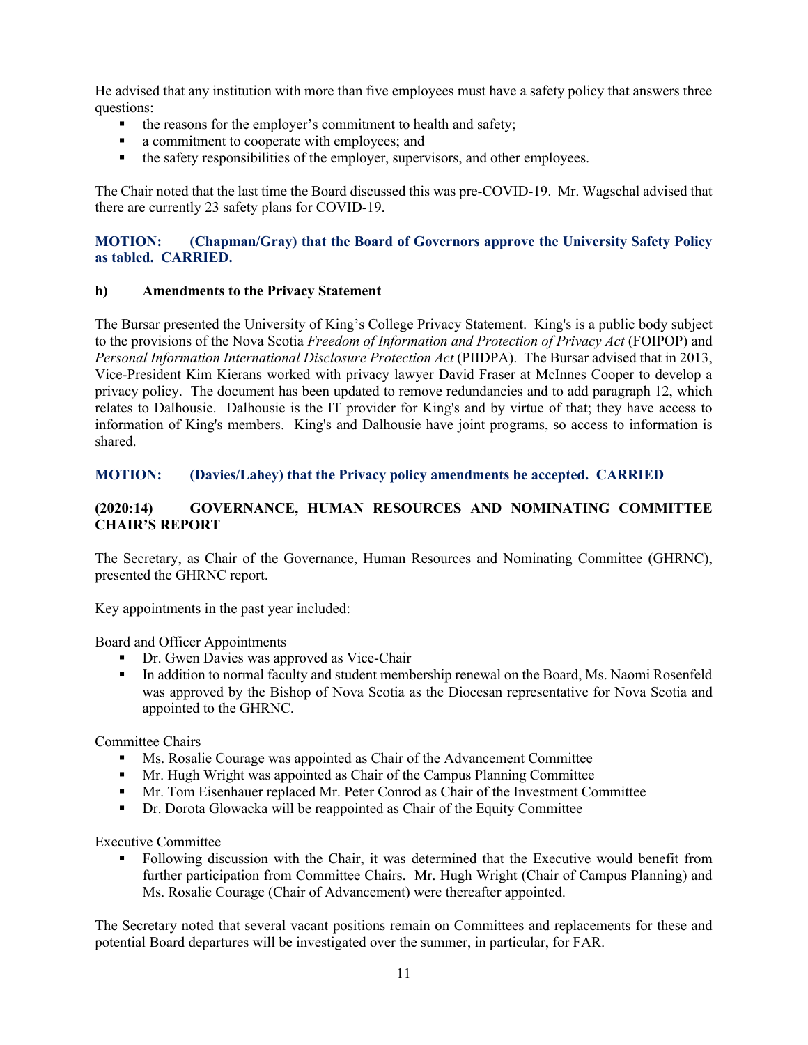He advised that any institution with more than five employees must have a safety policy that answers three questions:

- the reasons for the employer's commitment to health and safety;
- a commitment to cooperate with employees; and
- the safety responsibilities of the employer, supervisors, and other employees.

The Chair noted that the last time the Board discussed this was pre-COVID-19. Mr. Wagschal advised that there are currently 23 safety plans for COVID-19.

**MOTION: (Chapman/Gray) that the Board of Governors approve the University Safety Policy as tabled. CARRIED.**

**h) Amendments to the Privacy Statement**

The Bursar presented the University of King's College Privacy Statement. King's is a public body subject to the provisions of the Nova Scotia *Freedom of Information and Protection of Privacy Act* (FOIPOP) and *Personal Information International Disclosure Protection Act* (PIIDPA). The Bursar advised that in 2013, Vice-President Kim Kierans worked with privacy lawyer David Fraser at McInnes Cooper to develop a privacy policy. The document has been updated to remove redundancies and to add paragraph 12, which relates to Dalhousie. Dalhousie is the IT provider for King's and by virtue of that; they have access to information of King's members. King's and Dalhousie have joint programs, so access to information is shared.

**MOTION: (Davies/Lahey) that the Privacy policy amendments be accepted. CARRIED**

**(2020:14) GOVERNANCE, HUMAN RESOURCES AND NOMINATING COMMITTEE CHAIR'S REPORT**

The Secretary, as Chair of the Governance, Human Resources and Nominating Committee (GHRNC), presented the GHRNC report.

Key appointments in the past year included:

Board and Officer Appointments

- Dr. Gwen Davies was approved as Vice-Chair
- In addition to normal faculty and student membership renewal on the Board, Ms. Naomi Rosenfeld was approved by the Bishop of Nova Scotia as the Diocesan representative for Nova Scotia and appointed to the GHRNC.

Committee Chairs

- Ms. Rosalie Courage was appointed as Chair of the Advancement Committee
- Mr. Hugh Wright was appointed as Chair of the Campus Planning Committee
- Mr. Tom Eisenhauer replaced Mr. Peter Conrod as Chair of the Investment Committee
- Dr. Dorota Glowacka will be reappointed as Chair of the Equity Committee

Executive Committee

- Following discussion with the Chair, it was determined that the Executive would benefit from further participation from Committee Chairs. Mr. Hugh Wright (Chair of Campus Planning) and Ms. Rosalie Courage (Chair of Advancement) were thereafter appointed.

The Secretary noted that several vacant positions remain on Committees and replacements for these and potential Board departures will be investigated over the summer, in particular, for FAR.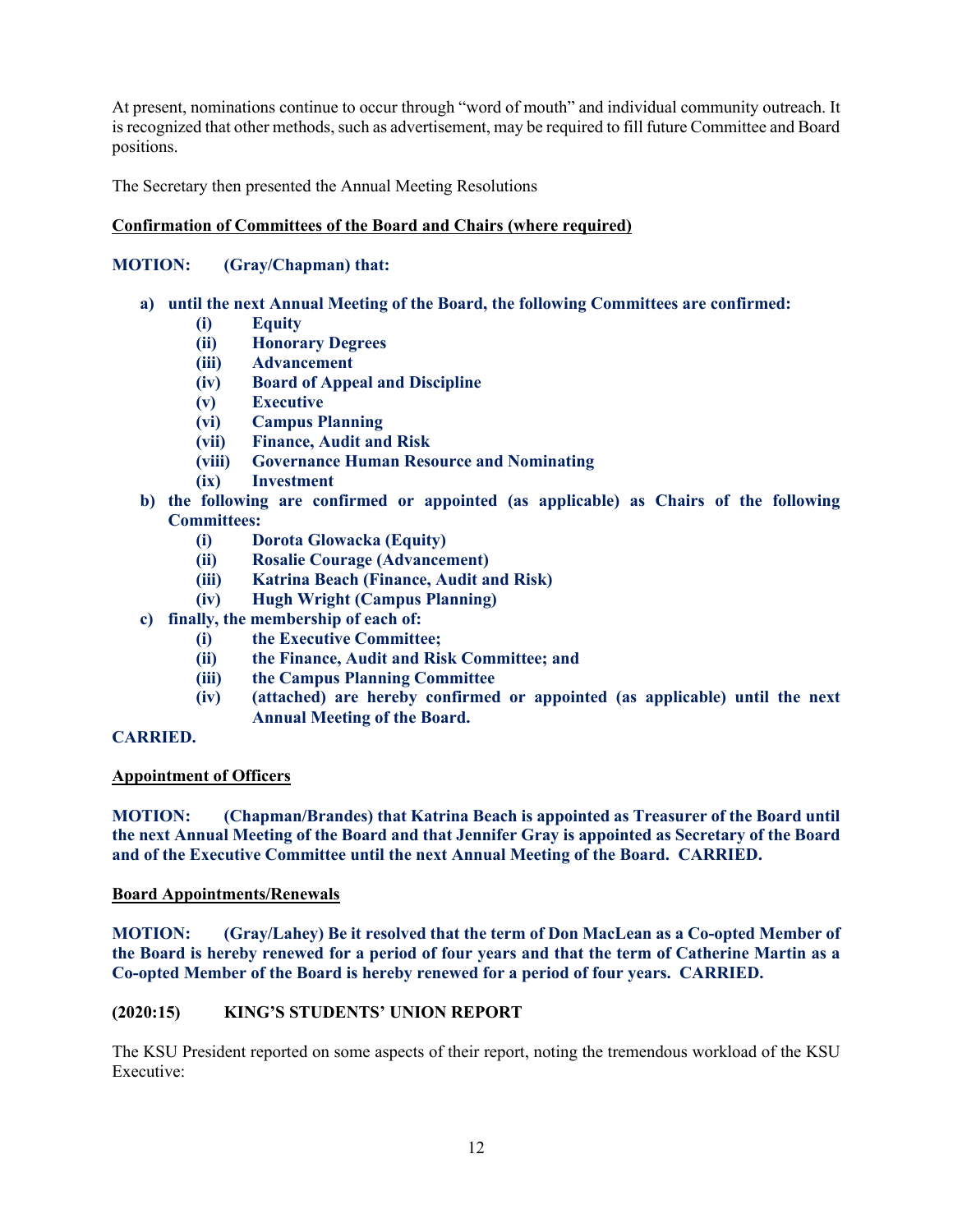At present, nominations continue to occur through "word of mouth" and individual community outreach. It is recognized that other methods, such as advertisement, may be required to fill future Committee and Board positions.

The Secretary then presented the Annual Meeting Resolutions

**Confirmation of Committees of the Board and Chairs (where required)**

**MOTION: (Gray/Chapman) that:**

**a) until the next Annual Meeting of the Board, the following Committees are confirmed:**
- **(i) Equity**
- **(ii) Honorary Degrees**
- **(iii) Advancement**
- **(iv) Board of Appeal and Discipline**
- **(v) Executive**
- **(vi) Campus Planning**
- **(vii) Finance, Audit and Risk**
- **(viii) Governance Human Resource and Nominating**
- **(ix) Investment**

**b) the following are confirmed or appointed (as applicable) as Chairs of the following Committees:**
- **(i) Dorota Glowacka (Equity)**
- **(ii) Rosalie Courage (Advancement)**
- **(iii) Katrina Beach (Finance, Audit and Risk)**
- **(iv) Hugh Wright (Campus Planning)**

**c) finally, the membership of each of:**
- **(i) the Executive Committee;**
- **(ii) the Finance, Audit and Risk Committee; and**
- **(iii) the Campus Planning Committee**
- **(iv) (attached) are hereby confirmed or appointed (as applicable) until the next Annual Meeting of the Board.**

**CARRIED.**

**Appointment of Officers**

**MOTION: (Chapman/Brandes) that Katrina Beach is appointed as Treasurer of the Board until the next Annual Meeting of the Board and that Jennifer Gray is appointed as Secretary of the Board and of the Executive Committee until the next Annual Meeting of the Board. CARRIED.**

**Board Appointments/Renewals**

**MOTION: (Gray/Lahey) Be it resolved that the term of Don MacLean as a Co-opted Member of the Board is hereby renewed for a period of four years and that the term of Catherine Martin as a Co-opted Member of the Board is hereby renewed for a period of four years. CARRIED.**

### (2020:15) KING'S STUDENTS' UNION REPORT

The KSU President reported on some aspects of their report, noting the tremendous workload of the KSU Executive: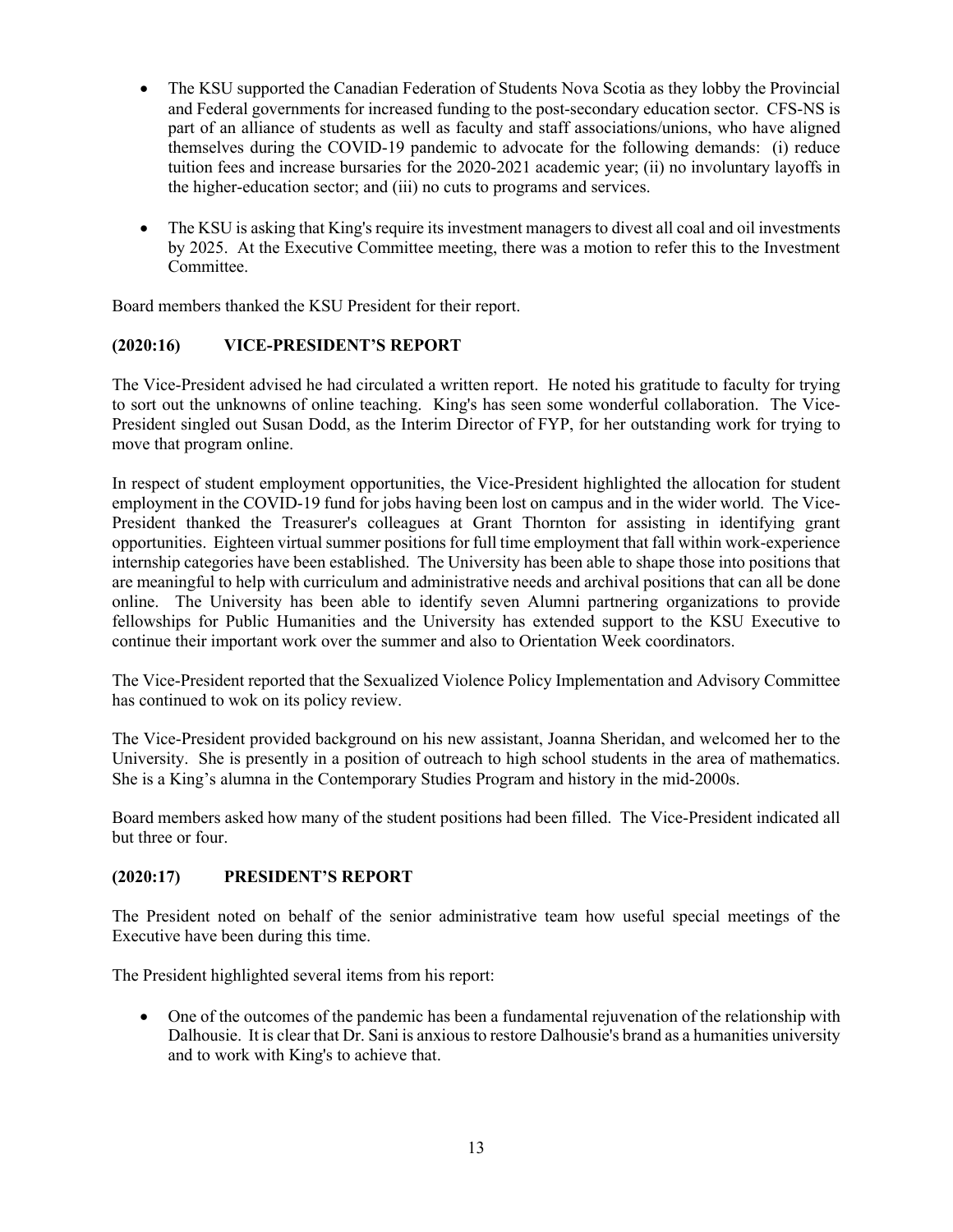- The KSU supported the Canadian Federation of Students Nova Scotia as they lobby the Provincial and Federal governments for increased funding to the post-secondary education sector. CFS-NS is part of an alliance of students as well as faculty and staff associations/unions, who have aligned themselves during the COVID-19 pandemic to advocate for the following demands: (i) reduce tuition fees and increase bursaries for the 2020-2021 academic year; (ii) no involuntary layoffs in the higher-education sector; and (iii) no cuts to programs and services.

- The KSU is asking that King's require its investment managers to divest all coal and oil investments by 2025. At the Executive Committee meeting, there was a motion to refer this to the Investment Committee.

Board members thanked the KSU President for their report.

**(2020:16) VICE-PRESIDENT'S REPORT**

The Vice-President advised he had circulated a written report. He noted his gratitude to faculty for trying to sort out the unknowns of online teaching. King's has seen some wonderful collaboration. The Vice-President singled out Susan Dodd, as the Interim Director of FYP, for her outstanding work for trying to move that program online.

In respect of student employment opportunities, the Vice-President highlighted the allocation for student employment in the COVID-19 fund for jobs having been lost on campus and in the wider world. The Vice-President thanked the Treasurer's colleagues at Grant Thornton for assisting in identifying grant opportunities. Eighteen virtual summer positions for full time employment that fall within work-experience internship categories have been established. The University has been able to shape those into positions that are meaningful to help with curriculum and administrative needs and archival positions that can all be done online. The University has been able to identify seven Alumni partnering organizations to provide fellowships for Public Humanities and the University has extended support to the KSU Executive to continue their important work over the summer and also to Orientation Week coordinators.

The Vice-President reported that the Sexualized Violence Policy Implementation and Advisory Committee has continued to wok on its policy review.

The Vice-President provided background on his new assistant, Joanna Sheridan, and welcomed her to the University. She is presently in a position of outreach to high school students in the area of mathematics. She is a King's alumna in the Contemporary Studies Program and history in the mid-2000s.

Board members asked how many of the student positions had been filled. The Vice-President indicated all but three or four.

**(2020:17) PRESIDENT'S REPORT**

The President noted on behalf of the senior administrative team how useful special meetings of the Executive have been during this time.

The President highlighted several items from his report:

- One of the outcomes of the pandemic has been a fundamental rejuvenation of the relationship with Dalhousie. It is clear that Dr. Sani is anxious to restore Dalhousie's brand as a humanities university and to work with King's to achieve that.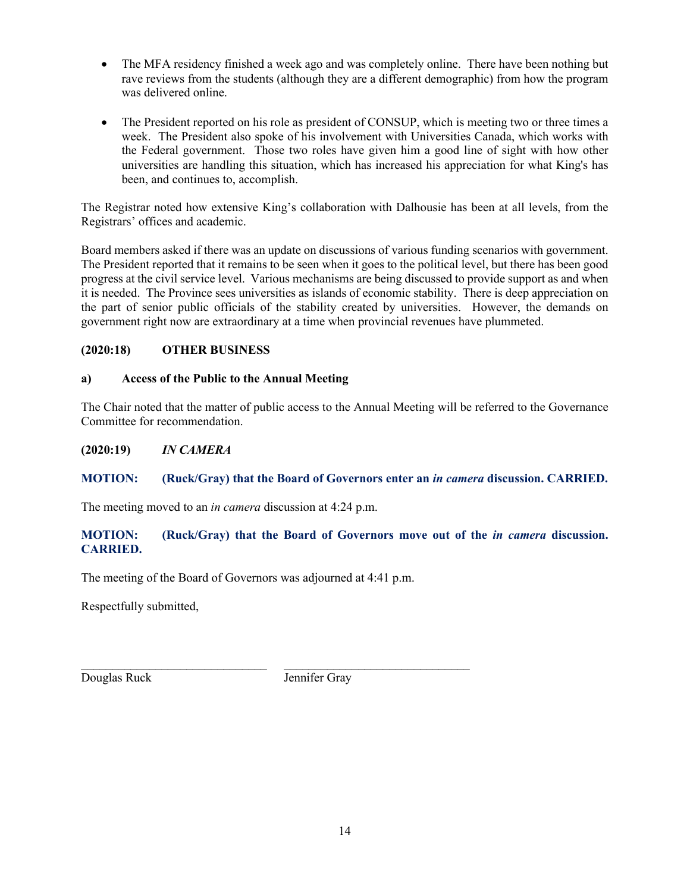- The MFA residency finished a week ago and was completely online. There have been nothing but rave reviews from the students (although they are a different demographic) from how the program was delivered online.

- The President reported on his role as president of CONSUP, which is meeting two or three times a week. The President also spoke of his involvement with Universities Canada, which works with the Federal government. Those two roles have given him a good line of sight with how other universities are handling this situation, which has increased his appreciation for what King's has been, and continues to, accomplish.

The Registrar noted how extensive King's collaboration with Dalhousie has been at all levels, from the Registrars' offices and academic.

Board members asked if there was an update on discussions of various funding scenarios with government. The President reported that it remains to be seen when it goes to the political level, but there has been good progress at the civil service level. Various mechanisms are being discussed to provide support as and when it is needed. The Province sees universities as islands of economic stability. There is deep appreciation on the part of senior public officials of the stability created by universities. However, the demands on government right now are extraordinary at a time when provincial revenues have plummeted.

**(2020:18) OTHER BUSINESS**

**a) Access of the Public to the Annual Meeting**

The Chair noted that the matter of public access to the Annual Meeting will be referred to the Governance Committee for recommendation.

**(2020:19) *IN CAMERA***

**MOTION: (Ruck/Gray) that the Board of Governors enter an *in camera* discussion. CARRIED.**

The meeting moved to an *in camera* discussion at 4:24 p.m.

**MOTION: (Ruck/Gray) that the Board of Governors move out of the *in camera* discussion. CARRIED.**

The meeting of the Board of Governors was adjourned at 4:41 p.m.

Respectfully submitted,

\_\_\_\_\_\_\_\_\_\_\_\_\_\_\_\_\_\_\_\_\_\_\_\_\_\_\_\_\_\_ \_\_\_\_\_\_\_\_\_\_\_\_\_\_\_\_\_\_\_\_\_\_\_\_\_\_\_\_\_\_

Douglas Ruck Jennifer Gray